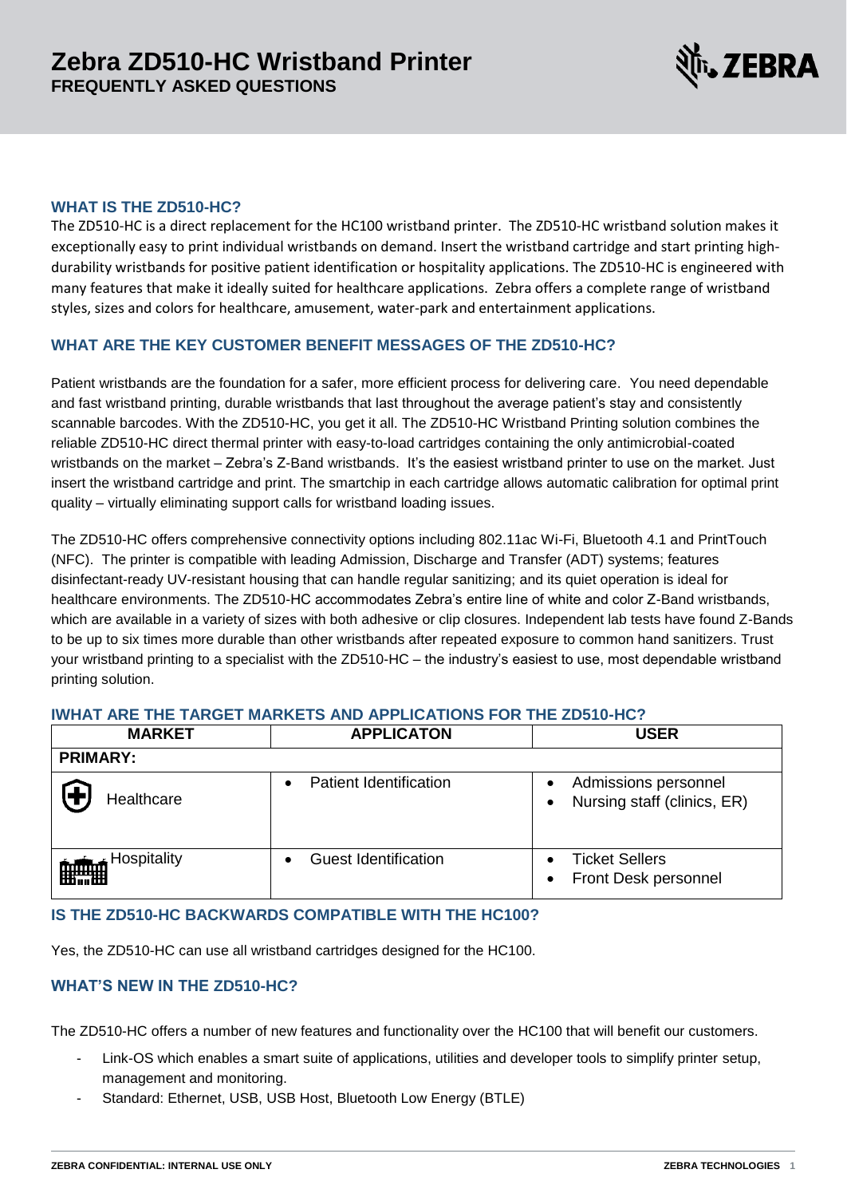# Zebra ZD510-HC Wristband Printer
## FREQUENTLY ASKED QUESTIONS

### WHAT IS THE ZD510-HC?

The ZD510-HC is a direct replacement for the HC100 wristband printer. The ZD510-HC wristband solution makes it exceptionally easy to print individual wristbands on demand. Insert the wristband cartridge and start printing high-durability wristbands for positive patient identification or hospitality applications. The ZD510-HC is engineered with many features that make it ideally suited for healthcare applications. Zebra offers a complete range of wristband styles, sizes and colors for healthcare, amusement, water-park and entertainment applications.

### WHAT ARE THE KEY CUSTOMER BENEFIT MESSAGES OF THE ZD510-HC?

Patient wristbands are the foundation for a safer, more efficient process for delivering care. You need dependable and fast wristband printing, durable wristbands that last throughout the average patient's stay and consistently scannable barcodes. With the ZD510-HC, you get it all. The ZD510-HC Wristband Printing solution combines the reliable ZD510-HC direct thermal printer with easy-to-load cartridges containing the only antimicrobial-coated wristbands on the market – Zebra's Z-Band wristbands. It's the easiest wristband printer to use on the market. Just insert the wristband cartridge and print. The smartchip in each cartridge allows automatic calibration for optimal print quality – virtually eliminating support calls for wristband loading issues.

The ZD510-HC offers comprehensive connectivity options including 802.11ac Wi-Fi, Bluetooth 4.1 and PrintTouch (NFC). The printer is compatible with leading Admission, Discharge and Transfer (ADT) systems; features disinfectant-ready UV-resistant housing that can handle regular sanitizing; and its quiet operation is ideal for healthcare environments. The ZD510-HC accommodates Zebra's entire line of white and color Z-Band wristbands, which are available in a variety of sizes with both adhesive or clip closures. Independent lab tests have found Z-Bands to be up to six times more durable than other wristbands after repeated exposure to common hand sanitizers. Trust your wristband printing to a specialist with the ZD510-HC – the industry's easiest to use, most dependable wristband printing solution.

### IWHAT ARE THE TARGET MARKETS AND APPLICATIONS FOR THE ZD510-HC?

| MARKET | APPLICATON | USER |
|---|---|---|
| **PRIMARY:** | | |
| Healthcare | • Patient Identification | • Admissions personnel<br>• Nursing staff (clinics, ER) |
| Hospitality | • Guest Identification | • Ticket Sellers<br>• Front Desk personnel |

### IS THE ZD510-HC BACKWARDS COMPATIBLE WITH THE HC100?

Yes, the ZD510-HC can use all wristband cartridges designed for the HC100.

### WHAT'S NEW IN THE ZD510-HC?

The ZD510-HC offers a number of new features and functionality over the HC100 that will benefit our customers.

- Link-OS which enables a smart suite of applications, utilities and developer tools to simplify printer setup, management and monitoring.
- Standard: Ethernet, USB, USB Host, Bluetooth Low Energy (BTLE)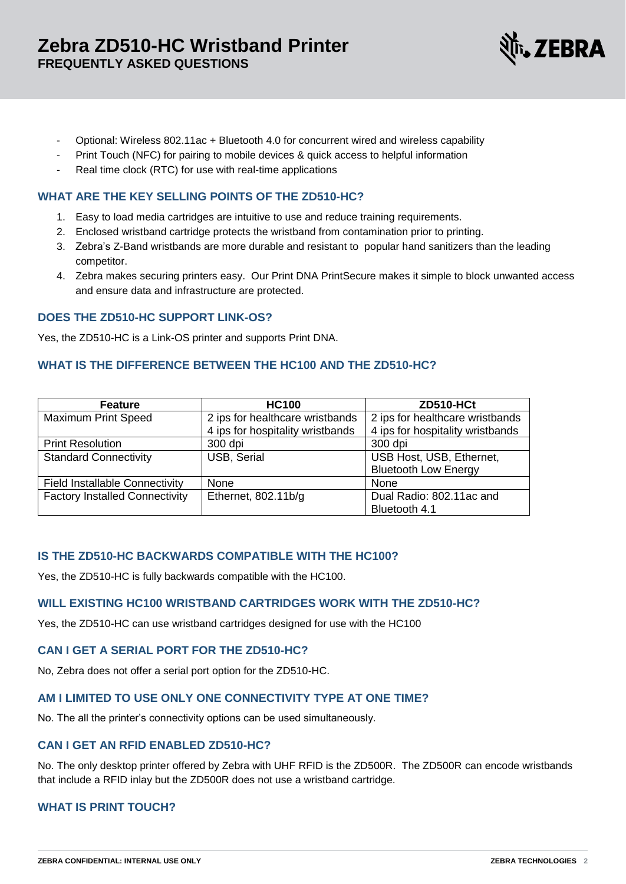- Optional: Wireless 802.11ac + Bluetooth 4.0 for concurrent wired and wireless capability
- Print Touch (NFC) for pairing to mobile devices & quick access to helpful information
- Real time clock (RTC) for use with real-time applications

### WHAT ARE THE KEY SELLING POINTS OF THE ZD510-HC?

1. Easy to load media cartridges are intuitive to use and reduce training requirements.
2. Enclosed wristband cartridge protects the wristband from contamination prior to printing.
3. Zebra's Z-Band wristbands are more durable and resistant to popular hand sanitizers than the leading competitor.
4. Zebra makes securing printers easy. Our Print DNA PrintSecure makes it simple to block unwanted access and ensure data and infrastructure are protected.

### DOES THE ZD510-HC SUPPORT LINK-OS?

Yes, the ZD510-HC is a Link-OS printer and supports Print DNA.

### WHAT IS THE DIFFERENCE BETWEEN THE HC100 AND THE ZD510-HC?

| Feature | HC100 | ZD510-HCt |
|---|---|---|
| Maximum Print Speed | 2 ips for healthcare wristbands<br>4 ips for hospitality wristbands | 2 ips for healthcare wristbands<br>4 ips for hospitality wristbands |
| Print Resolution | 300 dpi | 300 dpi |
| Standard Connectivity | USB, Serial | USB Host, USB, Ethernet, Bluetooth Low Energy |
| Field Installable Connectivity | None | None |
| Factory Installed Connectivity | Ethernet, 802.11b/g | Dual Radio: 802.11ac and Bluetooth 4.1 |

### IS THE ZD510-HC BACKWARDS COMPATIBLE WITH THE HC100?

Yes, the ZD510-HC is fully backwards compatible with the HC100.

### WILL EXISTING HC100 WRISTBAND CARTRIDGES WORK WITH THE ZD510-HC?

Yes, the ZD510-HC can use wristband cartridges designed for use with the HC100

### CAN I GET A SERIAL PORT FOR THE ZD510-HC?

No, Zebra does not offer a serial port option for the ZD510-HC.

### AM I LIMITED TO USE ONLY ONE CONNECTIVITY TYPE AT ONE TIME?

No. The all the printer's connectivity options can be used simultaneously.

### CAN I GET AN RFID ENABLED ZD510-HC?

No. The only desktop printer offered by Zebra with UHF RFID is the ZD500R. The ZD500R can encode wristbands that include a RFID inlay but the ZD500R does not use a wristband cartridge.

### WHAT IS PRINT TOUCH?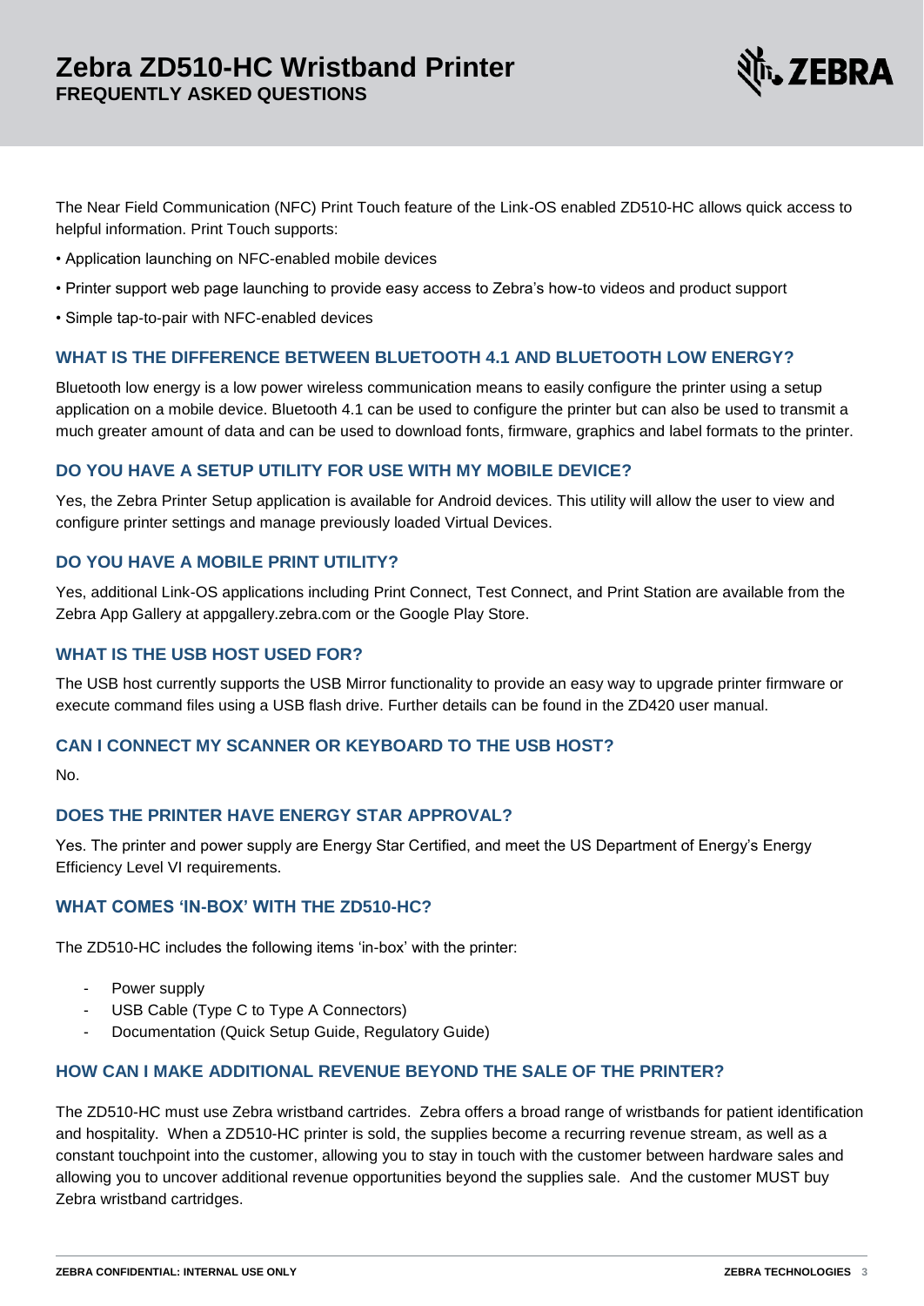The Near Field Communication (NFC) Print Touch feature of the Link-OS enabled ZD510-HC allows quick access to helpful information. Print Touch supports:

• Application launching on NFC-enabled mobile devices

• Printer support web page launching to provide easy access to Zebra's how-to videos and product support

• Simple tap-to-pair with NFC-enabled devices

### WHAT IS THE DIFFERENCE BETWEEN BLUETOOTH 4.1 AND BLUETOOTH LOW ENERGY?

Bluetooth low energy is a low power wireless communication means to easily configure the printer using a setup application on a mobile device. Bluetooth 4.1 can be used to configure the printer but can also be used to transmit a much greater amount of data and can be used to download fonts, firmware, graphics and label formats to the printer.

### DO YOU HAVE A SETUP UTILITY FOR USE WITH MY MOBILE DEVICE?

Yes, the Zebra Printer Setup application is available for Android devices. This utility will allow the user to view and configure printer settings and manage previously loaded Virtual Devices.

### DO YOU HAVE A MOBILE PRINT UTILITY?

Yes, additional Link-OS applications including Print Connect, Test Connect, and Print Station are available from the Zebra App Gallery at appgallery.zebra.com or the Google Play Store.

### WHAT IS THE USB HOST USED FOR?

The USB host currently supports the USB Mirror functionality to provide an easy way to upgrade printer firmware or execute command files using a USB flash drive. Further details can be found in the ZD420 user manual.

### CAN I CONNECT MY SCANNER OR KEYBOARD TO THE USB HOST?

No.

### DOES THE PRINTER HAVE ENERGY STAR APPROVAL?

Yes. The printer and power supply are Energy Star Certified, and meet the US Department of Energy's Energy Efficiency Level VI requirements.

### WHAT COMES 'IN-BOX' WITH THE ZD510-HC?

The ZD510-HC includes the following items 'in-box' with the printer:

- Power supply
- USB Cable (Type C to Type A Connectors)
- Documentation (Quick Setup Guide, Regulatory Guide)

### HOW CAN I MAKE ADDITIONAL REVENUE BEYOND THE SALE OF THE PRINTER?

The ZD510-HC must use Zebra wristband cartrides. Zebra offers a broad range of wristbands for patient identification and hospitality. When a ZD510-HC printer is sold, the supplies become a recurring revenue stream, as well as a constant touchpoint into the customer, allowing you to stay in touch with the customer between hardware sales and allowing you to uncover additional revenue opportunities beyond the supplies sale. And the customer MUST buy Zebra wristband cartridges.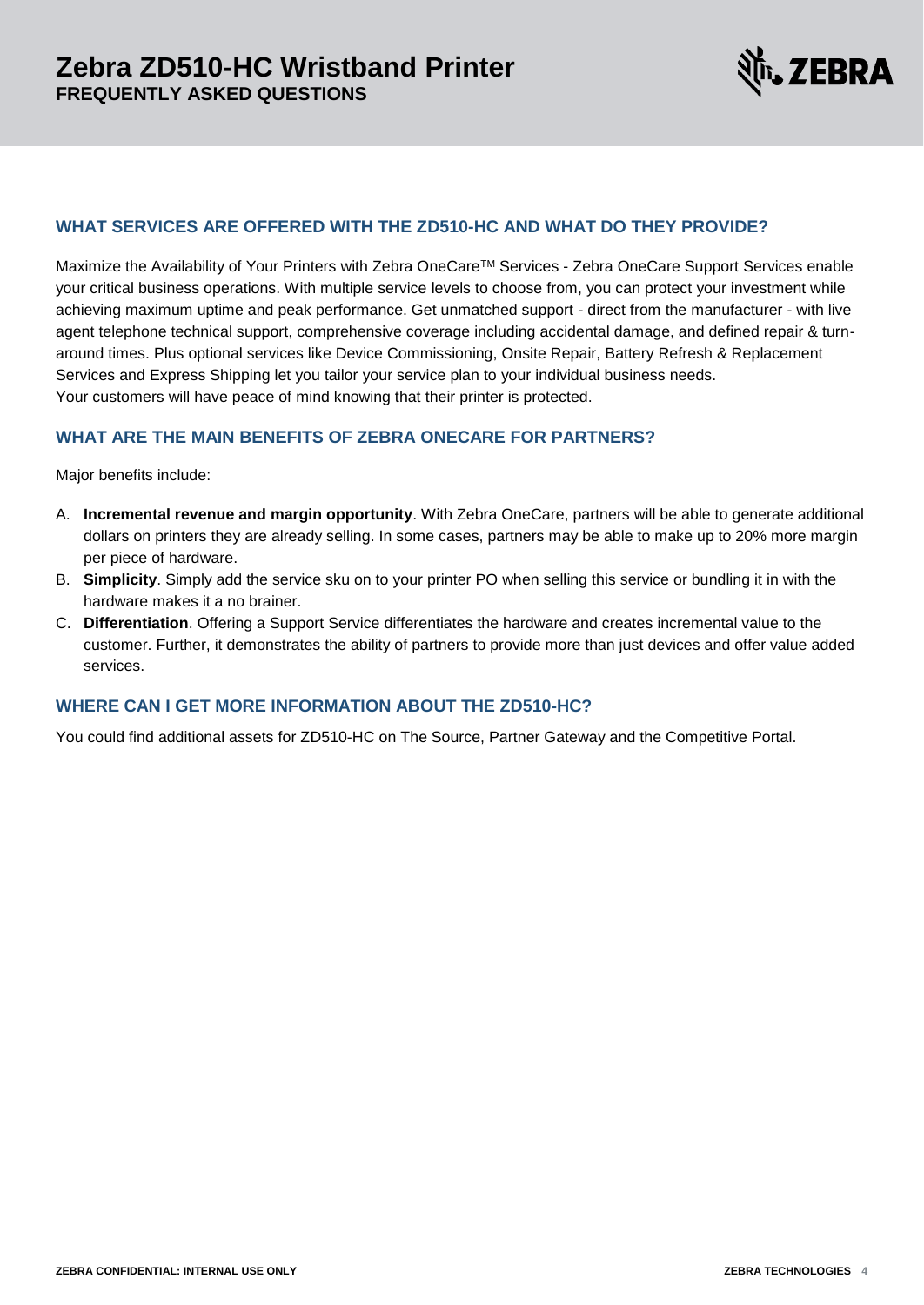## WHAT SERVICES ARE OFFERED WITH THE ZD510-HC AND WHAT DO THEY PROVIDE?

Maximize the Availability of Your Printers with Zebra OneCare™ Services - Zebra OneCare Support Services enable your critical business operations. With multiple service levels to choose from, you can protect your investment while achieving maximum uptime and peak performance. Get unmatched support - direct from the manufacturer - with live agent telephone technical support, comprehensive coverage including accidental damage, and defined repair & turn-around times. Plus optional services like Device Commissioning, Onsite Repair, Battery Refresh & Replacement Services and Express Shipping let you tailor your service plan to your individual business needs. Your customers will have peace of mind knowing that their printer is protected.

## WHAT ARE THE MAIN BENEFITS OF ZEBRA ONECARE FOR PARTNERS?

Major benefits include:

A. **Incremental revenue and margin opportunity**. With Zebra OneCare, partners will be able to generate additional dollars on printers they are already selling. In some cases, partners may be able to make up to 20% more margin per piece of hardware.
B. **Simplicity**. Simply add the service sku on to your printer PO when selling this service or bundling it in with the hardware makes it a no brainer.
C. **Differentiation**. Offering a Support Service differentiates the hardware and creates incremental value to the customer. Further, it demonstrates the ability of partners to provide more than just devices and offer value added services.

## WHERE CAN I GET MORE INFORMATION ABOUT THE ZD510-HC?

You could find additional assets for ZD510-HC on The Source, Partner Gateway and the Competitive Portal.